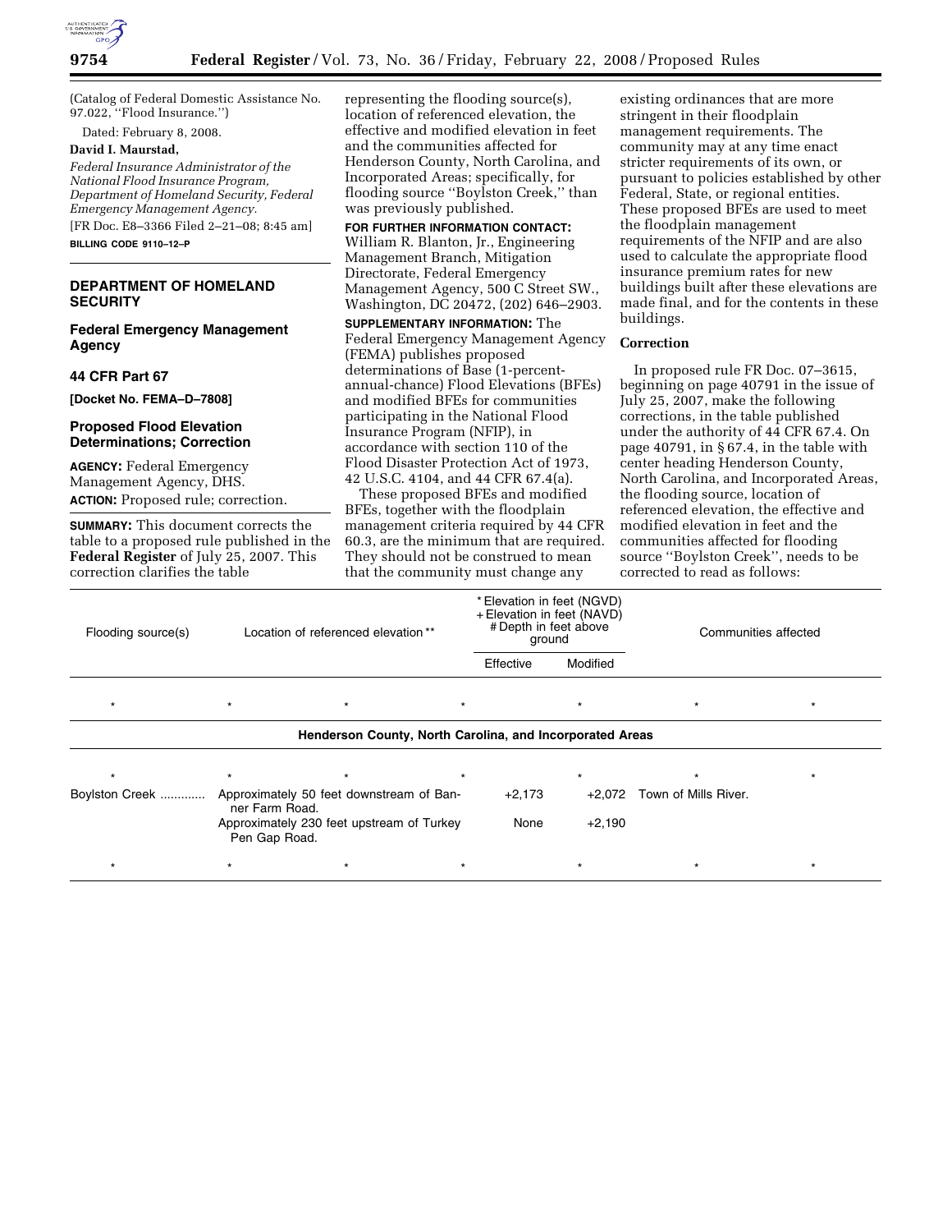(Catalog of Federal Domestic Assistance No. 97.022, ''Flood Insurance.'')

Dated: February 8, 2008.

**David I. Maurstad,**

*Federal Insurance Administrator of the National Flood Insurance Program, Department of Homeland Security, Federal Emergency Management Agency.*

[FR Doc. E8–3366 Filed 2–21–08; 8:45 am]

**BILLING CODE 9110–12–P**

---

## DEPARTMENT OF HOMELAND SECURITY

## Federal Emergency Management Agency

## 44 CFR Part 67

**[Docket No. FEMA–D–7808]**

## Proposed Flood Elevation Determinations; Correction

**AGENCY:** Federal Emergency Management Agency, DHS.

**ACTION:** Proposed rule; correction.

**SUMMARY:** This document corrects the table to a proposed rule published in the **Federal Register** of July 25, 2007. This correction clarifies the table representing the flooding source(s), location of referenced elevation, the effective and modified elevation in feet and the communities affected for Henderson County, North Carolina, and Incorporated Areas; specifically, for flooding source ''Boylston Creek,'' than was previously published.

**FOR FURTHER INFORMATION CONTACT:** William R. Blanton, Jr., Engineering Management Branch, Mitigation Directorate, Federal Emergency Management Agency, 500 C Street SW., Washington, DC 20472, (202) 646–2903.

**SUPPLEMENTARY INFORMATION:** The Federal Emergency Management Agency (FEMA) publishes proposed determinations of Base (1-percent-annual-chance) Flood Elevations (BFEs) and modified BFEs for communities participating in the National Flood Insurance Program (NFIP), in accordance with section 110 of the Flood Disaster Protection Act of 1973, 42 U.S.C. 4104, and 44 CFR 67.4(a).

These proposed BFEs and modified BFEs, together with the floodplain management criteria required by 44 CFR 60.3, are the minimum that are required. They should not be construed to mean that the community must change any existing ordinances that are more stringent in their floodplain management requirements. The community may at any time enact stricter requirements of its own, or pursuant to policies established by other Federal, State, or regional entities. These proposed BFEs are used to meet the floodplain management requirements of the NFIP and are also used to calculate the appropriate flood insurance premium rates for new buildings built after these elevations are made final, and for the contents in these buildings.

### Correction

In proposed rule FR Doc. 07–3615, beginning on page 40791 in the issue of July 25, 2007, make the following corrections, in the table published under the authority of 44 CFR 67.4. On page 40791, in § 67.4, in the table with center heading Henderson County, North Carolina, and Incorporated Areas, the flooding source, location of referenced elevation, the effective and modified elevation in feet and the communities affected for flooding source ''Boylston Creek'', needs to be corrected to read as follows:

| Flooding source(s) | Location of referenced elevation ** | * Elevation in feet (NGVD) + Elevation in feet (NAVD) # Depth in feet above ground | | Communities affected |
|---|---|---|---|---|
| | | Effective | Modified | |
| * | * | * | * | * |
| **Henderson County, North Carolina, and Incorporated Areas** | | | | |
| * | * | * | * | * |
| Boylston Creek | Approximately 50 feet downstream of Banner Farm Road. | +2,173 | +2,072 | Town of Mills River. |
| | Approximately 230 feet upstream of Turkey Pen Gap Road. | None | +2,190 | |
| * | * | * | * | * |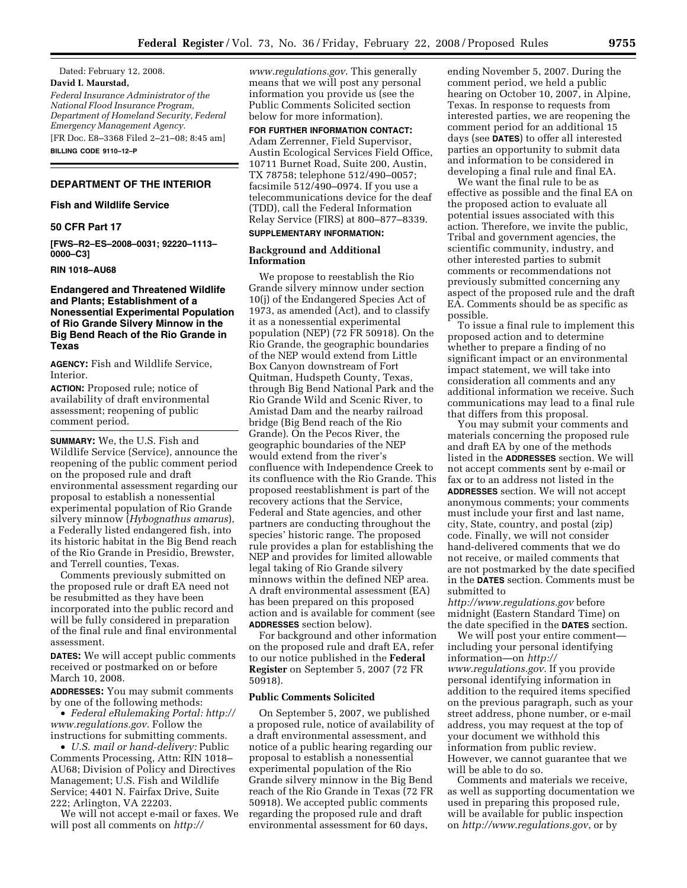Dated: February 12, 2008.

**David I. Maurstad,**

*Federal Insurance Administrator of the National Flood Insurance Program, Department of Homeland Security, Federal Emergency Management Agency.*

[FR Doc. E8–3368 Filed 2–21–08; 8:45 am]

**BILLING CODE 9110–12–P**

---

## DEPARTMENT OF THE INTERIOR

### Fish and Wildlife Service

### 50 CFR Part 17

**[FWS–R2–ES–2008–0031; 92220–1113–0000–C3]**

**RIN 1018–AU68**

### Endangered and Threatened Wildlife and Plants; Establishment of a Nonessential Experimental Population of Rio Grande Silvery Minnow in the Big Bend Reach of the Rio Grande in Texas

**AGENCY:** Fish and Wildlife Service, Interior.

**ACTION:** Proposed rule; notice of availability of draft environmental assessment; reopening of public comment period.

---

**SUMMARY:** We, the U.S. Fish and Wildlife Service (Service), announce the reopening of the public comment period on the proposed rule and draft environmental assessment regarding our proposal to establish a nonessential experimental population of Rio Grande silvery minnow (*Hybognathus amarus*), a Federally listed endangered fish, into its historic habitat in the Big Bend reach of the Rio Grande in Presidio, Brewster, and Terrell counties, Texas.

Comments previously submitted on the proposed rule or draft EA need not be resubmitted as they have been incorporated into the public record and will be fully considered in preparation of the final rule and final environmental assessment.

**DATES:** We will accept public comments received or postmarked on or before March 10, 2008.

**ADDRESSES:** You may submit comments by one of the following methods:

- *Federal eRulemaking Portal: http://www.regulations.gov*. Follow the instructions for submitting comments.
- *U.S. mail or hand-delivery:* Public Comments Processing, Attn: RIN 1018–AU68; Division of Policy and Directives Management; U.S. Fish and Wildlife Service; 4401 N. Fairfax Drive, Suite 222; Arlington, VA 22203.

We will not accept e-mail or faxes. We will post all comments on *http://www.regulations.gov*. This generally means that we will post any personal information you provide us (see the Public Comments Solicited section below for more information).

**FOR FURTHER INFORMATION CONTACT:** Adam Zerrenner, Field Supervisor, Austin Ecological Services Field Office, 10711 Burnet Road, Suite 200, Austin, TX 78758; telephone 512/490–0057; facsimile 512/490–0974. If you use a telecommunications device for the deaf (TDD), call the Federal Information Relay Service (FIRS) at 800–877–8339.

**SUPPLEMENTARY INFORMATION:**

#### Background and Additional Information

We propose to reestablish the Rio Grande silvery minnow under section 10(j) of the Endangered Species Act of 1973, as amended (Act), and to classify it as a nonessential experimental population (NEP) (72 FR 50918). On the Rio Grande, the geographic boundaries of the NEP would extend from Little Box Canyon downstream of Fort Quitman, Hudspeth County, Texas, through Big Bend National Park and the Rio Grande Wild and Scenic River, to Amistad Dam and the nearby railroad bridge (Big Bend reach of the Rio Grande). On the Pecos River, the geographic boundaries of the NEP would extend from the river's confluence with Independence Creek to its confluence with the Rio Grande. This proposed reestablishment is part of the recovery actions that the Service, Federal and State agencies, and other partners are conducting throughout the species' historic range. The proposed rule provides a plan for establishing the NEP and provides for limited allowable legal taking of Rio Grande silvery minnows within the defined NEP area. A draft environmental assessment (EA) has been prepared on this proposed action and is available for comment (see **ADDRESSES** section below).

For background and other information on the proposed rule and draft EA, refer to our notice published in the **Federal Register** on September 5, 2007 (72 FR 50918).

#### Public Comments Solicited

On September 5, 2007, we published a proposed rule, notice of availability of a draft environmental assessment, and notice of a public hearing regarding our proposal to establish a nonessential experimental population of the Rio Grande silvery minnow in the Big Bend reach of the Rio Grande in Texas (72 FR 50918). We accepted public comments regarding the proposed rule and draft environmental assessment for 60 days, ending November 5, 2007. During the comment period, we held a public hearing on October 10, 2007, in Alpine, Texas. In response to requests from interested parties, we are reopening the comment period for an additional 15 days (see **DATES**) to offer all interested parties an opportunity to submit data and information to be considered in developing a final rule and final EA.

We want the final rule to be as effective as possible and the final EA on the proposed action to evaluate all potential issues associated with this action. Therefore, we invite the public, Tribal and government agencies, the scientific community, industry, and other interested parties to submit comments or recommendations not previously submitted concerning any aspect of the proposed rule and the draft EA. Comments should be as specific as possible.

To issue a final rule to implement this proposed action and to determine whether to prepare a finding of no significant impact or an environmental impact statement, we will take into consideration all comments and any additional information we receive. Such communications may lead to a final rule that differs from this proposal.

You may submit your comments and materials concerning the proposed rule and draft EA by one of the methods listed in the **ADDRESSES** section. We will not accept comments sent by e-mail or fax or to an address not listed in the **ADDRESSES** section. We will not accept anonymous comments; your comments must include your first and last name, city, State, country, and postal (zip) code. Finally, we will not consider hand-delivered comments that we do not receive, or mailed comments that are not postmarked by the date specified in the **DATES** section. Comments must be submitted to *http://www.regulations.gov* before midnight (Eastern Standard Time) on the date specified in the **DATES** section.

We will post your entire comment—including your personal identifying information—on *http://www.regulations.gov*. If you provide personal identifying information in addition to the required items specified on the previous paragraph, such as your street address, phone number, or e-mail address, you may request at the top of your document we withhold this information from public review. However, we cannot guarantee that we will be able to do so.

Comments and materials we receive, as well as supporting documentation we used in preparing this proposed rule, will be available for public inspection on *http://www.regulations.gov*, or by